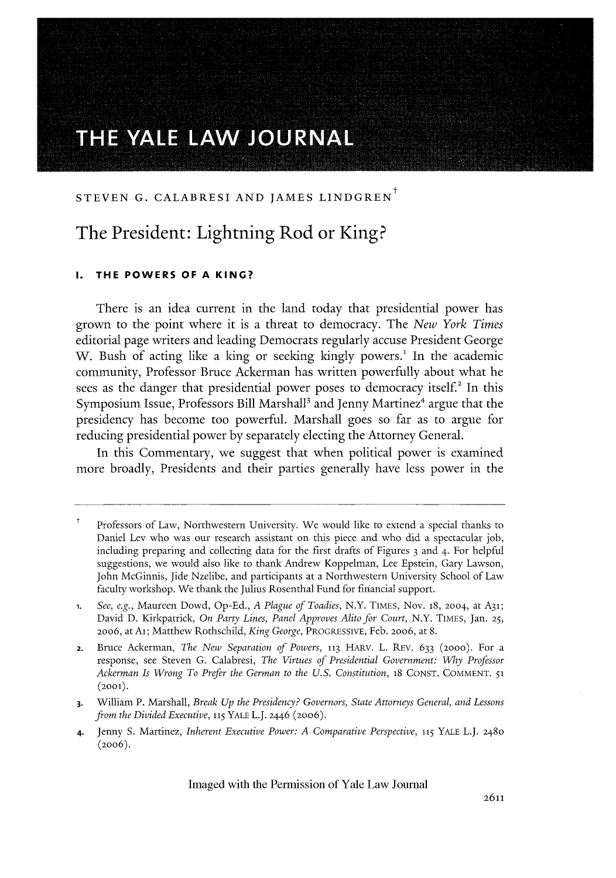# THE YALE LAW JOURNAL

STEVEN G. CALABRESI AND JAMES LINDGREN[†]

## The President: Lightning Rod or King?

### I. THE POWERS OF A KING?

There is an idea current in the land today that presidential power has grown to the point where it is a threat to democracy. The *New York Times* editorial page writers and leading Democrats regularly accuse President George W. Bush of acting like a king or seeking kingly powers.[1] In the academic community, Professor Bruce Ackerman has written powerfully about what he sees as the danger that presidential power poses to democracy itself.[2] In this Symposium Issue, Professors Bill Marshall[3] and Jenny Martinez[4] argue that the presidency has become too powerful. Marshall goes so far as to argue for reducing presidential power by separately electing the Attorney General.

In this Commentary, we suggest that when political power is examined more broadly, Presidents and their parties generally have less power in the

---

† Professors of Law, Northwestern University. We would like to extend a special thanks to Daniel Lev who was our research assistant on this piece and who did a spectacular job, including preparing and collecting data for the first drafts of Figures 3 and 4. For helpful suggestions, we would also like to thank Andrew Koppelman, Lee Epstein, Gary Lawson, John McGinnis, Jide Nzelibe, and participants at a Northwestern University School of Law faculty workshop. We thank the Julius Rosenthal Fund for financial support.

1. *See, e.g.*, Maureen Dowd, Op-Ed., *A Plague of Toadies*, N.Y. TIMES, Nov. 18, 2004, at A31; David D. Kirkpatrick, *On Party Lines, Panel Approves Alito for Court*, N.Y. TIMES, Jan. 25, 2006, at A1; Matthew Rothschild, *King George*, PROGRESSIVE, Feb. 2006, at 8.

2. Bruce Ackerman, *The New Separation of Powers*, 113 HARV. L. REV. 633 (2000). For a response, see Steven G. Calabresi, *The Virtues of Presidential Government: Why Professor Ackerman Is Wrong To Prefer the German to the U.S. Constitution*, 18 CONST. COMMENT. 51 (2001).

3. William P. Marshall, *Break Up the Presidency? Governors, State Attorneys General, and Lessons from the Divided Executive*, 115 YALE L.J. 2446 (2006).

4. Jenny S. Martinez, *Inherent Executive Power: A Comparative Perspective*, 115 YALE L.J. 2480 (2006).

Imaged with the Permission of Yale Law Journal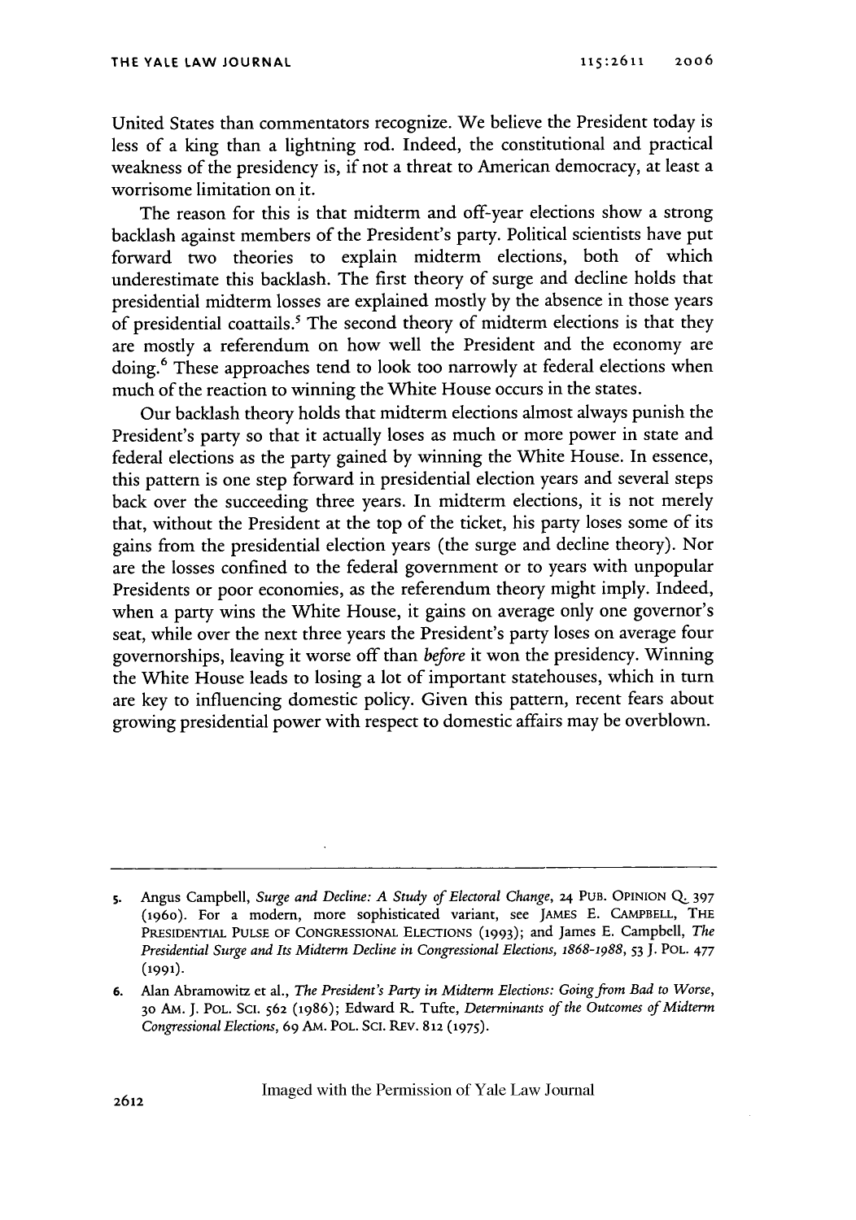United States than commentators recognize. We believe the President today is less of a king than a lightning rod. Indeed, the constitutional and practical weakness of the presidency is, if not a threat to American democracy, at least a worrisome limitation on it.

The reason for this is that midterm and off-year elections show a strong backlash against members of the President's party. Political scientists have put forward two theories to explain midterm elections, both of which underestimate this backlash. The first theory of surge and decline holds that presidential midterm losses are explained mostly by the absence in those years of presidential coattails.[5] The second theory of midterm elections is that they are mostly a referendum on how well the President and the economy are doing.[6] These approaches tend to look too narrowly at federal elections when much of the reaction to winning the White House occurs in the states.

Our backlash theory holds that midterm elections almost always punish the President's party so that it actually loses as much or more power in state and federal elections as the party gained by winning the White House. In essence, this pattern is one step forward in presidential election years and several steps back over the succeeding three years. In midterm elections, it is not merely that, without the President at the top of the ticket, his party loses some of its gains from the presidential election years (the surge and decline theory). Nor are the losses confined to the federal government or to years with unpopular Presidents or poor economies, as the referendum theory might imply. Indeed, when a party wins the White House, it gains on average only one governor's seat, while over the next three years the President's party loses on average four governorships, leaving it worse off than *before* it won the presidency. Winning the White House leads to losing a lot of important statehouses, which in turn are key to influencing domestic policy. Given this pattern, recent fears about growing presidential power with respect to domestic affairs may be overblown.

---

5. Angus Campbell, *Surge and Decline: A Study of Electoral Change*, 24 PUB. OPINION Q. 397 (1960). For a modern, more sophisticated variant, see JAMES E. CAMPBELL, THE PRESIDENTIAL PULSE OF CONGRESSIONAL ELECTIONS (1993); and James E. Campbell, *The Presidential Surge and Its Midterm Decline in Congressional Elections, 1868-1988*, 53 J. POL. 477 (1991).

6. Alan Abramowitz et al., *The President's Party in Midterm Elections: Going from Bad to Worse*, 30 AM. J. POL. SCI. 562 (1986); Edward R. Tufte, *Determinants of the Outcomes of Midterm Congressional Elections*, 69 AM. POL. SCI. REV. 812 (1975).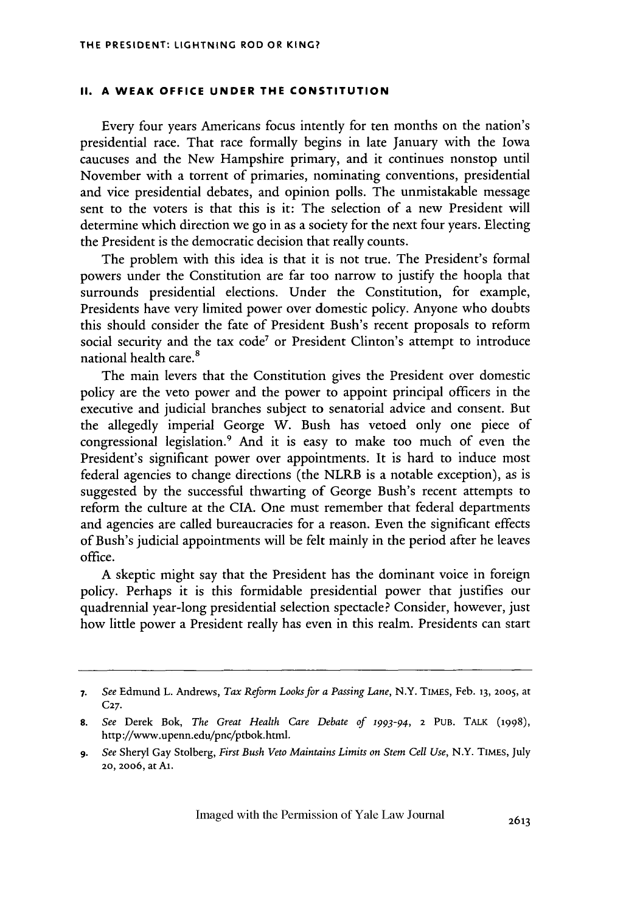## II. A WEAK OFFICE UNDER THE CONSTITUTION

Every four years Americans focus intently for ten months on the nation's presidential race. That race formally begins in late January with the Iowa caucuses and the New Hampshire primary, and it continues nonstop until November with a torrent of primaries, nominating conventions, presidential and vice presidential debates, and opinion polls. The unmistakable message sent to the voters is that this is it: The selection of a new President will determine which direction we go in as a society for the next four years. Electing the President is the democratic decision that really counts.

The problem with this idea is that it is not true. The President's formal powers under the Constitution are far too narrow to justify the hoopla that surrounds presidential elections. Under the Constitution, for example, Presidents have very limited power over domestic policy. Anyone who doubts this should consider the fate of President Bush's recent proposals to reform social security and the tax code[7] or President Clinton's attempt to introduce national health care.[8]

The main levers that the Constitution gives the President over domestic policy are the veto power and the power to appoint principal officers in the executive and judicial branches subject to senatorial advice and consent. But the allegedly imperial George W. Bush has vetoed only one piece of congressional legislation.[9] And it is easy to make too much of even the President's significant power over appointments. It is hard to induce most federal agencies to change directions (the NLRB is a notable exception), as is suggested by the successful thwarting of George Bush's recent attempts to reform the culture at the CIA. One must remember that federal departments and agencies are called bureaucracies for a reason. Even the significant effects of Bush's judicial appointments will be felt mainly in the period after he leaves office.

A skeptic might say that the President has the dominant voice in foreign policy. Perhaps it is this formidable presidential power that justifies our quadrennial year-long presidential selection spectacle? Consider, however, just how little power a President really has even in this realm. Presidents can start

---

7. *See* Edmund L. Andrews, *Tax Reform Looks for a Passing Lane*, N.Y. TIMES, Feb. 13, 2005, at C27.

8. *See* Derek Bok, *The Great Health Care Debate of 1993-94*, 2 PUB. TALK (1998), http://www.upenn.edu/pnc/ptbok.html.

9. *See* Sheryl Gay Stolberg, *First Bush Veto Maintains Limits on Stem Cell Use*, N.Y. TIMES, July 20, 2006, at A1.

Imaged with the Permission of Yale Law Journal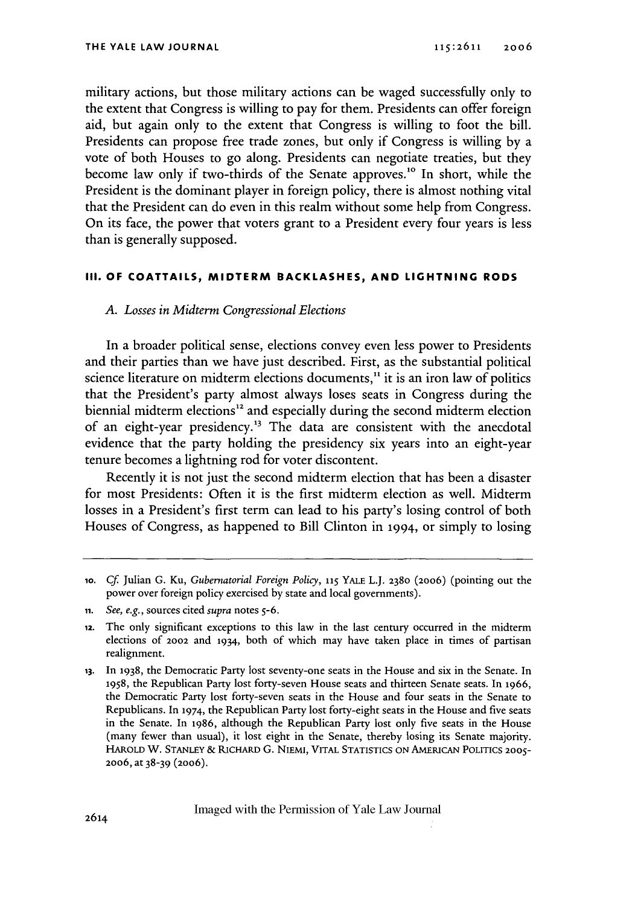military actions, but those military actions can be waged successfully only to the extent that Congress is willing to pay for them. Presidents can offer foreign aid, but again only to the extent that Congress is willing to foot the bill. Presidents can propose free trade zones, but only if Congress is willing by a vote of both Houses to go along. Presidents can negotiate treaties, but they become law only if two-thirds of the Senate approves.[10] In short, while the President is the dominant player in foreign policy, there is almost nothing vital that the President can do even in this realm without some help from Congress. On its face, the power that voters grant to a President every four years is less than is generally supposed.

## III. OF COATTAILS, MIDTERM BACKLASHES, AND LIGHTNING RODS

### *A. Losses in Midterm Congressional Elections*

In a broader political sense, elections convey even less power to Presidents and their parties than we have just described. First, as the substantial political science literature on midterm elections documents,[11] it is an iron law of politics that the President's party almost always loses seats in Congress during the biennial midterm elections[12] and especially during the second midterm election of an eight-year presidency.[13] The data are consistent with the anecdotal evidence that the party holding the presidency six years into an eight-year tenure becomes a lightning rod for voter discontent.

Recently it is not just the second midterm election that has been a disaster for most Presidents: Often it is the first midterm election as well. Midterm losses in a President's first term can lead to his party's losing control of both Houses of Congress, as happened to Bill Clinton in 1994, or simply to losing

---

10. *Cf.* Julian G. Ku, *Gubernatorial Foreign Policy*, 115 YALE L.J. 2380 (2006) (pointing out the power over foreign policy exercised by state and local governments).

11. *See, e.g.*, sources cited *supra* notes 5-6.

12. The only significant exceptions to this law in the last century occurred in the midterm elections of 2002 and 1934, both of which may have taken place in times of partisan realignment.

13. In 1938, the Democratic Party lost seventy-one seats in the House and six in the Senate. In 1958, the Republican Party lost forty-seven House seats and thirteen Senate seats. In 1966, the Democratic Party lost forty-seven seats in the House and four seats in the Senate to Republicans. In 1974, the Republican Party lost forty-eight seats in the House and five seats in the Senate. In 1986, although the Republican Party lost only five seats in the House (many fewer than usual), it lost eight in the Senate, thereby losing its Senate majority. HAROLD W. STANLEY & RICHARD G. NIEMI, VITAL STATISTICS ON AMERICAN POLITICS 2005-2006, at 38-39 (2006).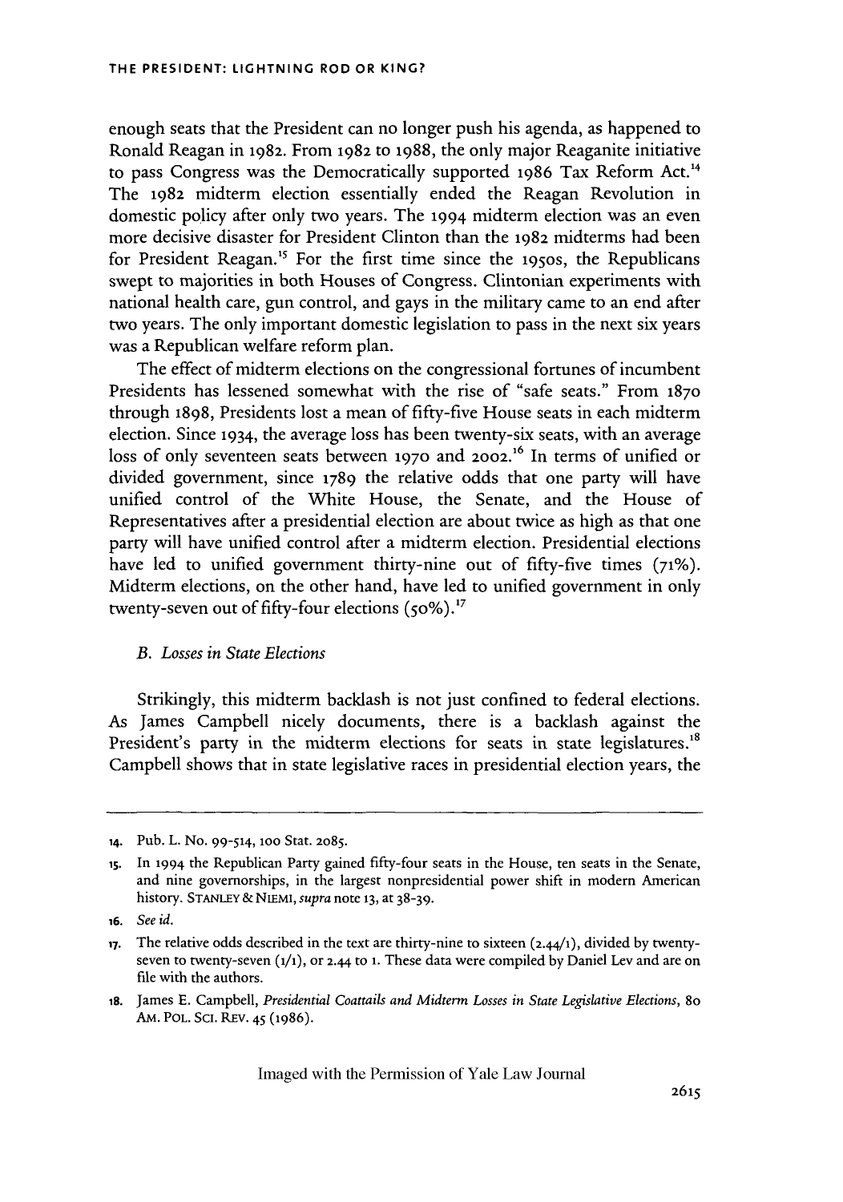enough seats that the President can no longer push his agenda, as happened to Ronald Reagan in 1982. From 1982 to 1988, the only major Reaganite initiative to pass Congress was the Democratically supported 1986 Tax Reform Act.[14] The 1982 midterm election essentially ended the Reagan Revolution in domestic policy after only two years. The 1994 midterm election was an even more decisive disaster for President Clinton than the 1982 midterms had been for President Reagan.[15] For the first time since the 1950s, the Republicans swept to majorities in both Houses of Congress. Clintonian experiments with national health care, gun control, and gays in the military came to an end after two years. The only important domestic legislation to pass in the next six years was a Republican welfare reform plan.

The effect of midterm elections on the congressional fortunes of incumbent Presidents has lessened somewhat with the rise of "safe seats." From 1870 through 1898, Presidents lost a mean of fifty-five House seats in each midterm election. Since 1934, the average loss has been twenty-six seats, with an average loss of only seventeen seats between 1970 and 2002.[16] In terms of unified or divided government, since 1789 the relative odds that one party will have unified control of the White House, the Senate, and the House of Representatives after a presidential election are about twice as high as that one party will have unified control after a midterm election. Presidential elections have led to unified government thirty-nine out of fifty-five times (71%). Midterm elections, on the other hand, have led to unified government in only twenty-seven out of fifty-four elections (50%).[17]

### *B. Losses in State Elections*

Strikingly, this midterm backlash is not just confined to federal elections. As James Campbell nicely documents, there is a backlash against the President's party in the midterm elections for seats in state legislatures.[18] Campbell shows that in state legislative races in presidential election years, the

---

14. Pub. L. No. 99-514, 100 Stat. 2085.

15. In 1994 the Republican Party gained fifty-four seats in the House, ten seats in the Senate, and nine governorships, in the largest nonpresidential power shift in modern American history. STANLEY & NIEMI, *supra* note 13, at 38-39.

16. *See id.*

17. The relative odds described in the text are thirty-nine to sixteen (2.44/1), divided by twenty-seven to twenty-seven (1/1), or 2.44 to 1. These data were compiled by Daniel Lev and are on file with the authors.

18. James E. Campbell, *Presidential Coattails and Midterm Losses in State Legislative Elections*, 80 AM. POL. SCI. REV. 45 (1986).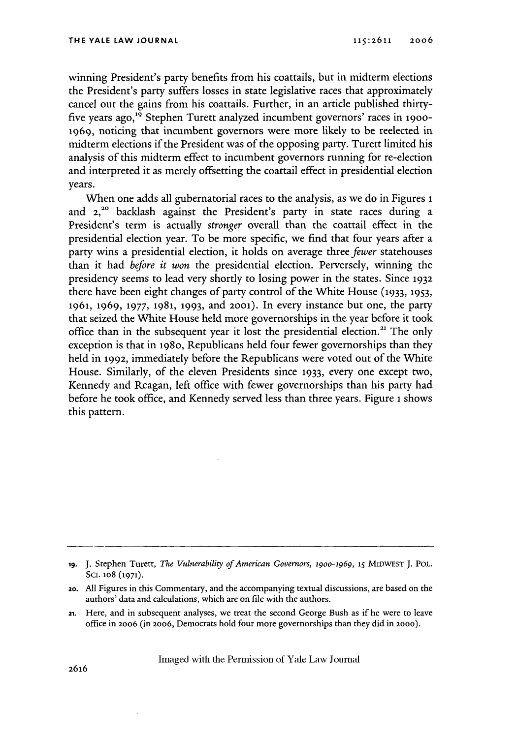winning President's party benefits from his coattails, but in midterm elections the President's party suffers losses in state legislative races that approximately cancel out the gains from his coattails. Further, in an article published thirty-five years ago,[19] Stephen Turett analyzed incumbent governors' races in 1900-1969, noticing that incumbent governors were more likely to be reelected in midterm elections if the President was of the opposing party. Turett limited his analysis of this midterm effect to incumbent governors running for re-election and interpreted it as merely offsetting the coattail effect in presidential election years.

When one adds all gubernatorial races to the analysis, as we do in Figures 1 and 2,[20] backlash against the President's party in state races during a President's term is actually *stronger* overall than the coattail effect in the presidential election year. To be more specific, we find that four years after a party wins a presidential election, it holds on average three *fewer* statehouses than it had *before it won* the presidential election. Perversely, winning the presidency seems to lead very shortly to losing power in the states. Since 1932 there have been eight changes of party control of the White House (1933, 1953, 1961, 1969, 1977, 1981, 1993, and 2001). In every instance but one, the party that seized the White House held more governorships in the year before it took office than in the subsequent year it lost the presidential election.[21] The only exception is that in 1980, Republicans held four fewer governorships than they held in 1992, immediately before the Republicans were voted out of the White House. Similarly, of the eleven Presidents since 1933, every one except two, Kennedy and Reagan, left office with fewer governorships than his party had before he took office, and Kennedy served less than three years. Figure 1 shows this pattern.

---

19. J. Stephen Turett, *The Vulnerability of American Governors, 1900-1969*, 15 MIDWEST J. POL. SCI. 108 (1971).

20. All Figures in this Commentary, and the accompanying textual discussions, are based on the authors' data and calculations, which are on file with the authors.

21. Here, and in subsequent analyses, we treat the second George Bush as if he were to leave office in 2006 (in 2006, Democrats hold four more governorships than they did in 2000).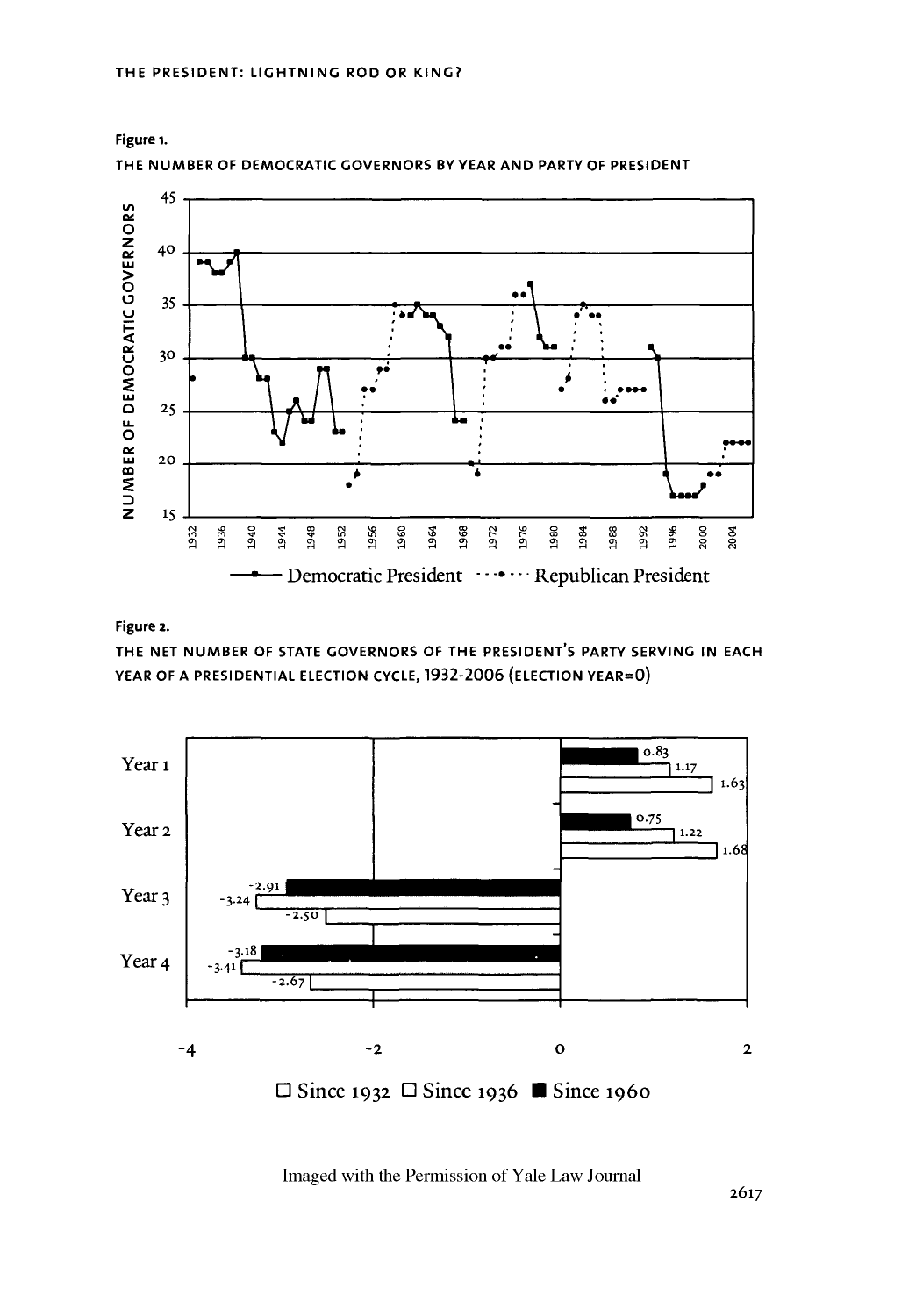**Figure 1.**

THE NUMBER OF DEMOCRATIC GOVERNORS BY YEAR AND PARTY OF PRESIDENT

**Figure 2.**

THE NET NUMBER OF STATE GOVERNORS OF THE PRESIDENT'S PARTY SERVING IN EACH YEAR OF A PRESIDENTIAL ELECTION CYCLE, 1932-2006 (ELECTION YEAR=0)

Imaged with the Permission of Yale Law Journal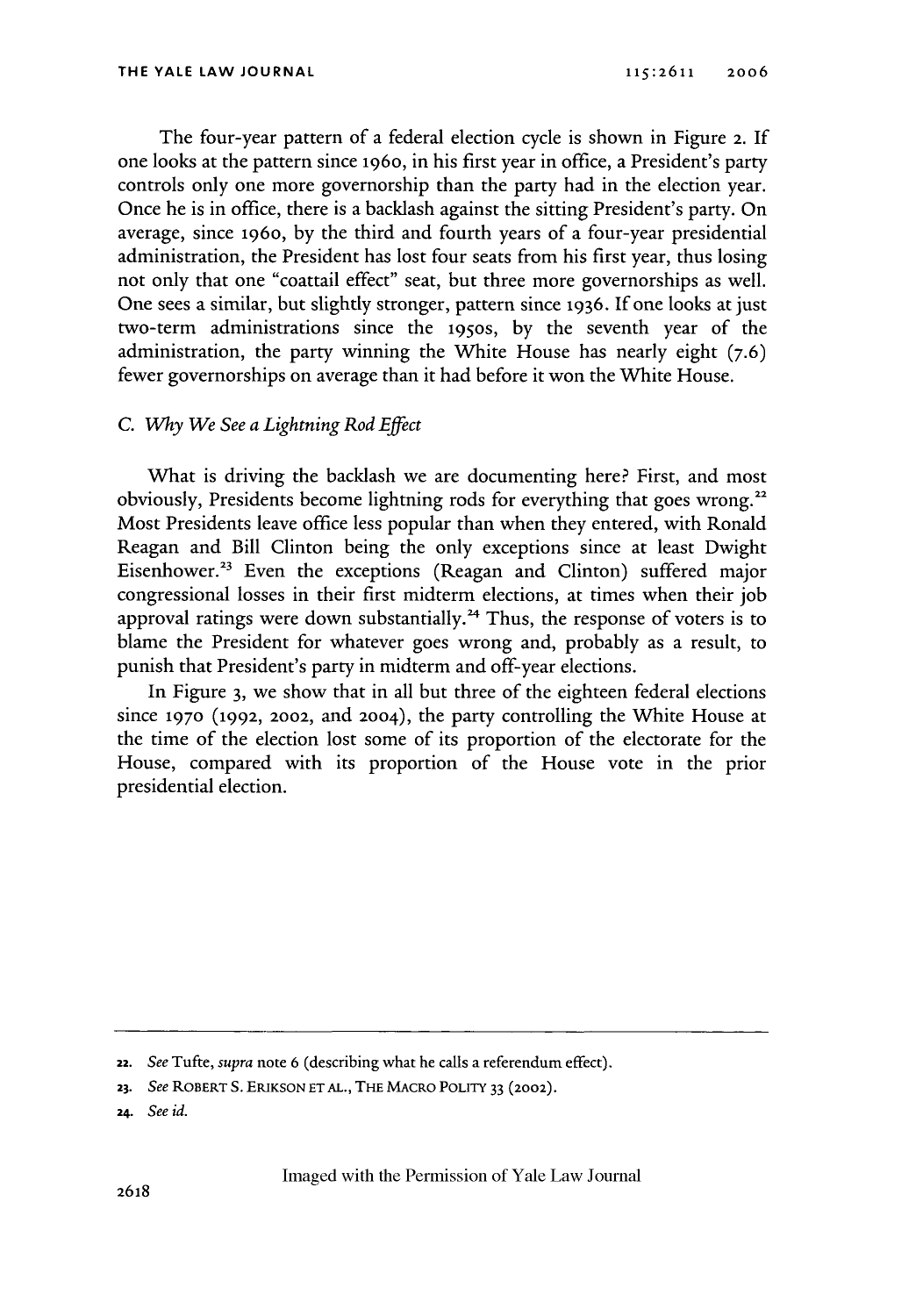The four-year pattern of a federal election cycle is shown in Figure 2. If one looks at the pattern since 1960, in his first year in office, a President's party controls only one more governorship than the party had in the election year. Once he is in office, there is a backlash against the sitting President's party. On average, since 1960, by the third and fourth years of a four-year presidential administration, the President has lost four seats from his first year, thus losing not only that one "coattail effect" seat, but three more governorships as well. One sees a similar, but slightly stronger, pattern since 1936. If one looks at just two-term administrations since the 1950s, by the seventh year of the administration, the party winning the White House has nearly eight (7.6) fewer governorships on average than it had before it won the White House.

### C. *Why We See a Lightning Rod Effect*

What is driving the backlash we are documenting here? First, and most obviously, Presidents become lightning rods for everything that goes wrong.[22] Most Presidents leave office less popular than when they entered, with Ronald Reagan and Bill Clinton being the only exceptions since at least Dwight Eisenhower.[23] Even the exceptions (Reagan and Clinton) suffered major congressional losses in their first midterm elections, at times when their job approval ratings were down substantially.[24] Thus, the response of voters is to blame the President for whatever goes wrong and, probably as a result, to punish that President's party in midterm and off-year elections.

In Figure 3, we show that in all but three of the eighteen federal elections since 1970 (1992, 2002, and 2004), the party controlling the White House at the time of the election lost some of its proportion of the electorate for the House, compared with its proportion of the House vote in the prior presidential election.

---

22. *See* Tufte, *supra* note 6 (describing what he calls a referendum effect).

23. *See* ROBERT S. ERIKSON ET AL., THE MACRO POLITY 33 (2002).

24. *See id.*

Imaged with the Permission of Yale Law Journal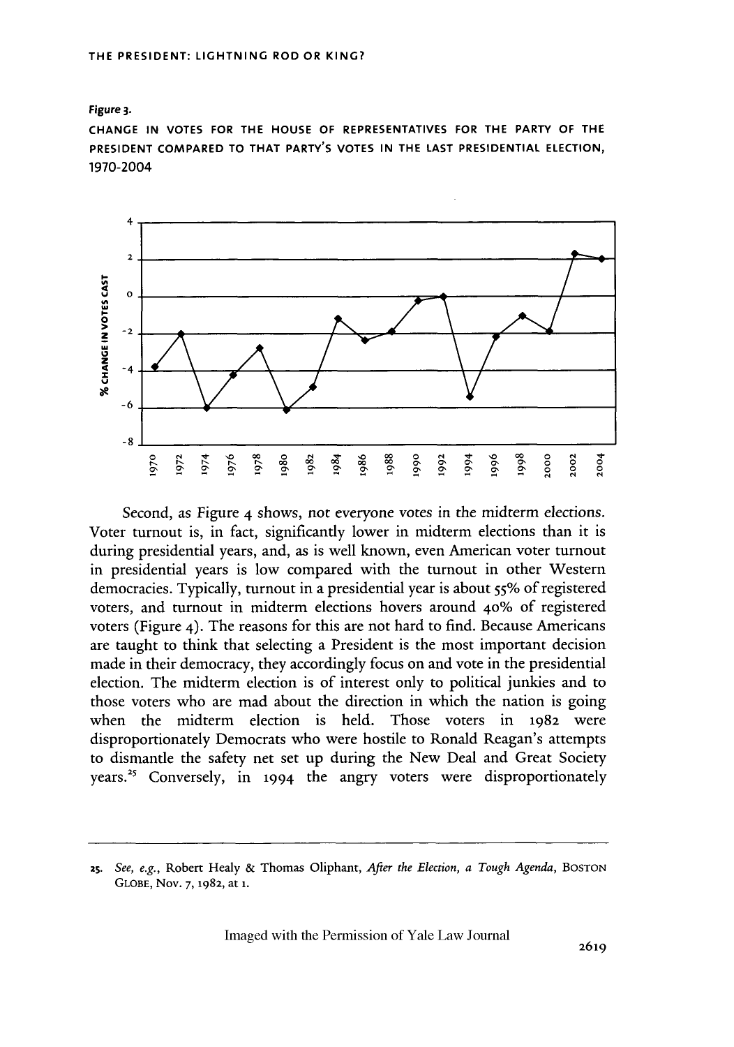**Figure 3.**

CHANGE IN VOTES FOR THE HOUSE OF REPRESENTATIVES FOR THE PARTY OF THE PRESIDENT COMPARED TO THAT PARTY'S VOTES IN THE LAST PRESIDENTIAL ELECTION, 1970-2004

Second, as Figure 4 shows, not everyone votes in the midterm elections. Voter turnout is, in fact, significantly lower in midterm elections than it is during presidential years, and, as is well known, even American voter turnout in presidential years is low compared with the turnout in other Western democracies. Typically, turnout in a presidential year is about 55% of registered voters, and turnout in midterm elections hovers around 40% of registered voters (Figure 4). The reasons for this are not hard to find. Because Americans are taught to think that selecting a President is the most important decision made in their democracy, they accordingly focus on and vote in the presidential election. The midterm election is of interest only to political junkies and to those voters who are mad about the direction in which the nation is going when the midterm election is held. Those voters in 1982 were disproportionately Democrats who were hostile to Ronald Reagan's attempts to dismantle the safety net set up during the New Deal and Great Society years.[25] Conversely, in 1994 the angry voters were disproportionately

---

25. *See, e.g.*, Robert Healy & Thomas Oliphant, *After the Election, a Tough Agenda*, BOSTON GLOBE, Nov. 7, 1982, at 1.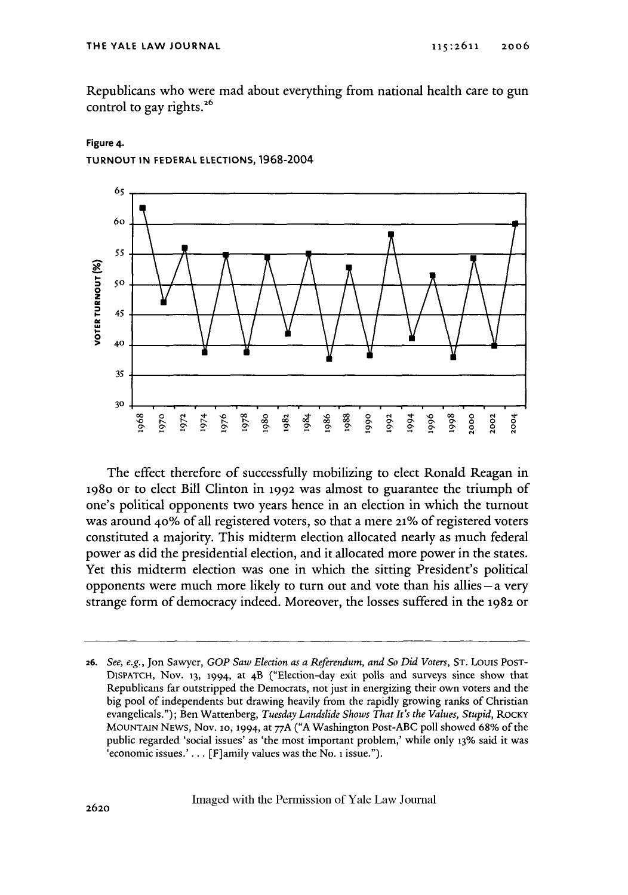Republicans who were mad about everything from national health care to gun control to gay rights.[26]

**Figure 4.**

TURNOUT IN FEDERAL ELECTIONS, 1968-2004

The effect therefore of successfully mobilizing to elect Ronald Reagan in 1980 or to elect Bill Clinton in 1992 was almost to guarantee the triumph of one's political opponents two years hence in an election in which the turnout was around 40% of all registered voters, so that a mere 21% of registered voters constituted a majority. This midterm election allocated nearly as much federal power as did the presidential election, and it allocated more power in the states. Yet this midterm election was one in which the sitting President's political opponents were much more likely to turn out and vote than his allies—a very strange form of democracy indeed. Moreover, the losses suffered in the 1982 or

---

26. *See, e.g.*, Jon Sawyer, *GOP Saw Election as a Referendum, and So Did Voters*, ST. LOUIS POST-DISPATCH, Nov. 13, 1994, at 4B ("Election-day exit polls and surveys since show that Republicans far outstripped the Democrats, not just in energizing their own voters and the big pool of independents but drawing heavily from the rapidly growing ranks of Christian evangelicals."); Ben Wattenberg, *Tuesday Landslide Shows That It's the Values, Stupid*, ROCKY MOUNTAIN NEWS, Nov. 10, 1994, at 77A ("A Washington Post-ABC poll showed 68% of the public regarded 'social issues' as 'the most important problem,' while only 13% said it was 'economic issues.' . . . [F]amily values was the No. 1 issue.").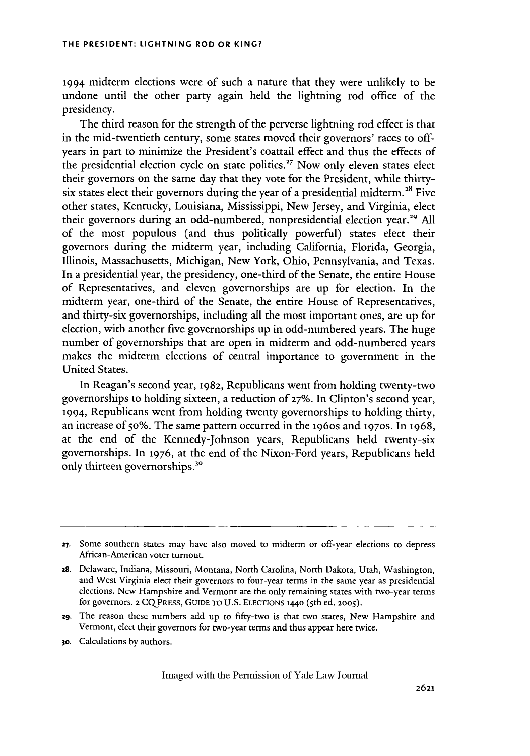1994 midterm elections were of such a nature that they were unlikely to be undone until the other party again held the lightning rod office of the presidency.

The third reason for the strength of the perverse lightning rod effect is that in the mid-twentieth century, some states moved their governors' races to off-years in part to minimize the President's coattail effect and thus the effects of the presidential election cycle on state politics.[27] Now only eleven states elect their governors on the same day that they vote for the President, while thirty-six states elect their governors during the year of a presidential midterm.[28] Five other states, Kentucky, Louisiana, Mississippi, New Jersey, and Virginia, elect their governors during an odd-numbered, nonpresidential election year.[29] All of the most populous (and thus politically powerful) states elect their governors during the midterm year, including California, Florida, Georgia, Illinois, Massachusetts, Michigan, New York, Ohio, Pennsylvania, and Texas. In a presidential year, the presidency, one-third of the Senate, the entire House of Representatives, and eleven governorships are up for election. In the midterm year, one-third of the Senate, the entire House of Representatives, and thirty-six governorships, including all the most important ones, are up for election, with another five governorships up in odd-numbered years. The huge number of governorships that are open in midterm and odd-numbered years makes the midterm elections of central importance to government in the United States.

In Reagan's second year, 1982, Republicans went from holding twenty-two governorships to holding sixteen, a reduction of 27%. In Clinton's second year, 1994, Republicans went from holding twenty governorships to holding thirty, an increase of 50%. The same pattern occurred in the 1960s and 1970s. In 1968, at the end of the Kennedy-Johnson years, Republicans held twenty-six governorships. In 1976, at the end of the Nixon-Ford years, Republicans held only thirteen governorships.[30]

---

27. Some southern states may have also moved to midterm or off-year elections to depress African-American voter turnout.

28. Delaware, Indiana, Missouri, Montana, North Carolina, North Dakota, Utah, Washington, and West Virginia elect their governors to four-year terms in the same year as presidential elections. New Hampshire and Vermont are the only remaining states with two-year terms for governors. 2 CQ PRESS, GUIDE TO U.S. ELECTIONS 1440 (5th ed. 2005).

29. The reason these numbers add up to fifty-two is that two states, New Hampshire and Vermont, elect their governors for two-year terms and thus appear here twice.

30. Calculations by authors.

Imaged with the Permission of Yale Law Journal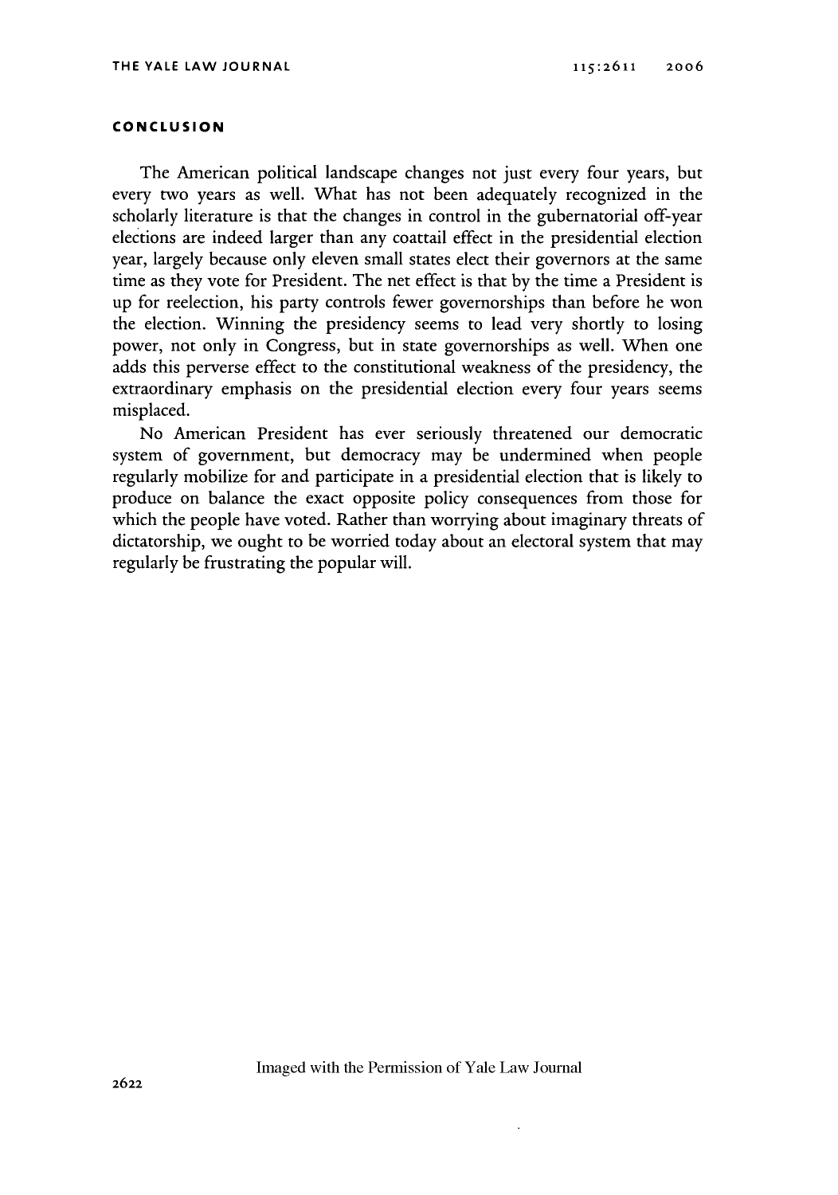## CONCLUSION

The American political landscape changes not just every four years, but every two years as well. What has not been adequately recognized in the scholarly literature is that the changes in control in the gubernatorial off-year elections are indeed larger than any coattail effect in the presidential election year, largely because only eleven small states elect their governors at the same time as they vote for President. The net effect is that by the time a President is up for reelection, his party controls fewer governorships than before he won the election. Winning the presidency seems to lead very shortly to losing power, not only in Congress, but in state governorships as well. When one adds this perverse effect to the constitutional weakness of the presidency, the extraordinary emphasis on the presidential election every four years seems misplaced.

No American President has ever seriously threatened our democratic system of government, but democracy may be undermined when people regularly mobilize for and participate in a presidential election that is likely to produce on balance the exact opposite policy consequences from those for which the people have voted. Rather than worrying about imaginary threats of dictatorship, we ought to be worried today about an electoral system that may regularly be frustrating the popular will.